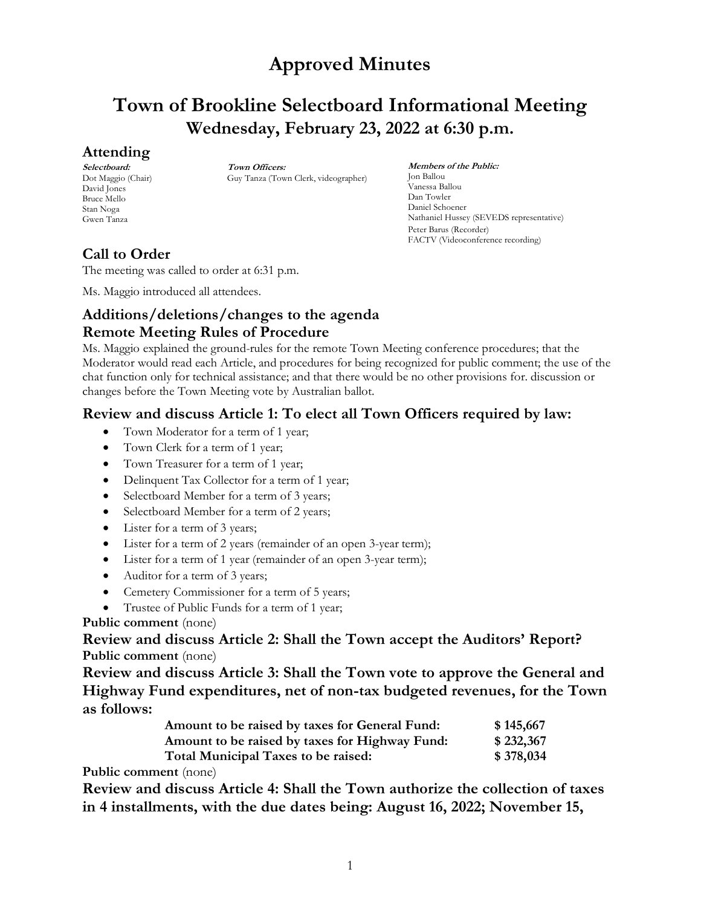# Approved Minutes

## Town of Brookline Selectboard Informational Meeting
## Wednesday, February 23, 2022 at 6:30 p.m.

### Attending

***Selectboard:***
Dot Maggio (Chair)
David Jones
Bruce Mello
Stan Noga
Gwen Tanza

***Town Officers:***
Guy Tanza (Town Clerk, videographer)

***Members of the Public:***
Jon Ballou
Vanessa Ballou
Dan Towler
Daniel Schoener
Nathaniel Hussey (SEVEDS representative)
Peter Barus (Recorder)
FACTV (Videoconference recording)

### Call to Order

The meeting was called to order at 6:31 p.m.

Ms. Maggio introduced all attendees.

### Additions/deletions/changes to the agenda
### Remote Meeting Rules of Procedure

Ms. Maggio explained the ground-rules for the remote Town Meeting conference procedures; that the Moderator would read each Article, and procedures for being recognized for public comment; the use of the chat function only for technical assistance; and that there would be no other provisions for. discussion or changes before the Town Meeting vote by Australian ballot.

### Review and discuss Article 1: To elect all Town Officers required by law:

- Town Moderator for a term of 1 year;
- Town Clerk for a term of 1 year;
- Town Treasurer for a term of 1 year;
- Delinquent Tax Collector for a term of 1 year;
- Selectboard Member for a term of 3 years;
- Selectboard Member for a term of 2 years;
- Lister for a term of 3 years;
- Lister for a term of 2 years (remainder of an open 3-year term);
- Lister for a term of 1 year (remainder of an open 3-year term);
- Auditor for a term of 3 years;
- Cemetery Commissioner for a term of 5 years;
- Trustee of Public Funds for a term of 1 year;

**Public comment** (none)

### Review and discuss Article 2: Shall the Town accept the Auditors' Report?

**Public comment** (none)

### Review and discuss Article 3: Shall the Town vote to approve the General and Highway Fund expenditures, net of non-tax budgeted revenues, for the Town as follows:

| | |
|---|---|
| **Amount to be raised by taxes for General Fund:** | **$ 145,667** |
| **Amount to be raised by taxes for Highway Fund:** | **$ 232,367** |
| **Total Municipal Taxes to be raised:** | **$ 378,034** |

**Public comment** (none)

### Review and discuss Article 4: Shall the Town authorize the collection of taxes in 4 installments, with the due dates being: August 16, 2022; November 15,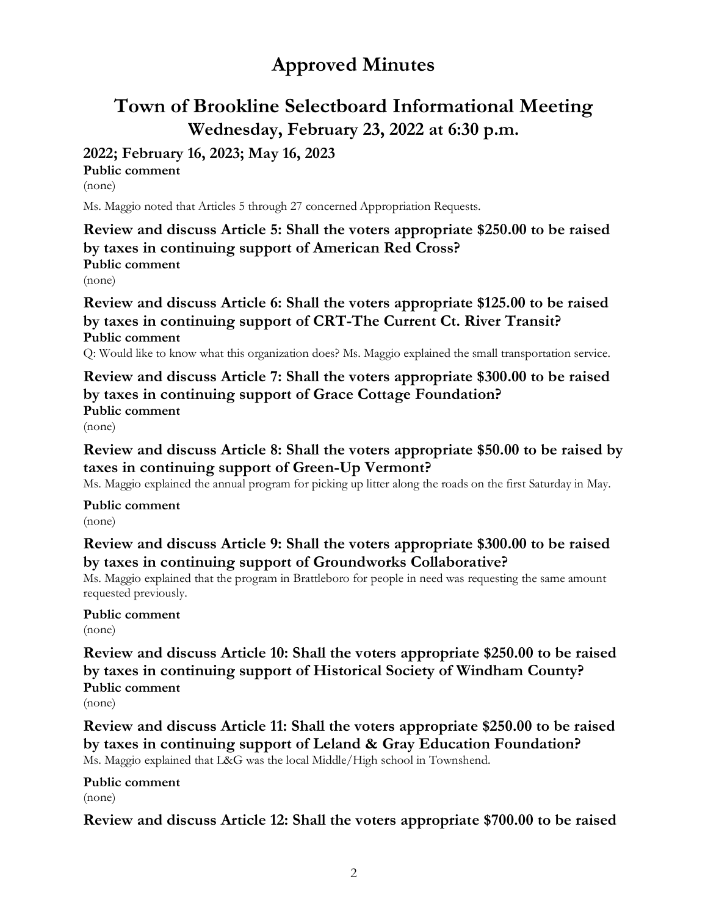# Approved Minutes

## Town of Brookline Selectboard Informational Meeting

### Wednesday, February 23, 2022 at 6:30 p.m.

**2022; February 16, 2023; May 16, 2023**

**Public comment**

(none)

Ms. Maggio noted that Articles 5 through 27 concerned Appropriation Requests.

### Review and discuss Article 5: Shall the voters appropriate $250.00 to be raised by taxes in continuing support of American Red Cross?

**Public comment**

(none)

### Review and discuss Article 6: Shall the voters appropriate $125.00 to be raised by taxes in continuing support of CRT-The Current Ct. River Transit?

**Public comment**

Q: Would like to know what this organization does? Ms. Maggio explained the small transportation service.

### Review and discuss Article 7: Shall the voters appropriate $300.00 to be raised by taxes in continuing support of Grace Cottage Foundation?

**Public comment**

(none)

### Review and discuss Article 8: Shall the voters appropriate $50.00 to be raised by taxes in continuing support of Green-Up Vermont?

Ms. Maggio explained the annual program for picking up litter along the roads on the first Saturday in May.

**Public comment**

(none)

### Review and discuss Article 9: Shall the voters appropriate $300.00 to be raised by taxes in continuing support of Groundworks Collaborative?

Ms. Maggio explained that the program in Brattleboro for people in need was requesting the same amount requested previously.

**Public comment**

(none)

### Review and discuss Article 10: Shall the voters appropriate $250.00 to be raised by taxes in continuing support of Historical Society of Windham County?

**Public comment**

(none)

### Review and discuss Article 11: Shall the voters appropriate $250.00 to be raised by taxes in continuing support of Leland & Gray Education Foundation?

Ms. Maggio explained that L&G was the local Middle/High school in Townshend.

**Public comment**

(none)

### Review and discuss Article 12: Shall the voters appropriate $700.00 to be raised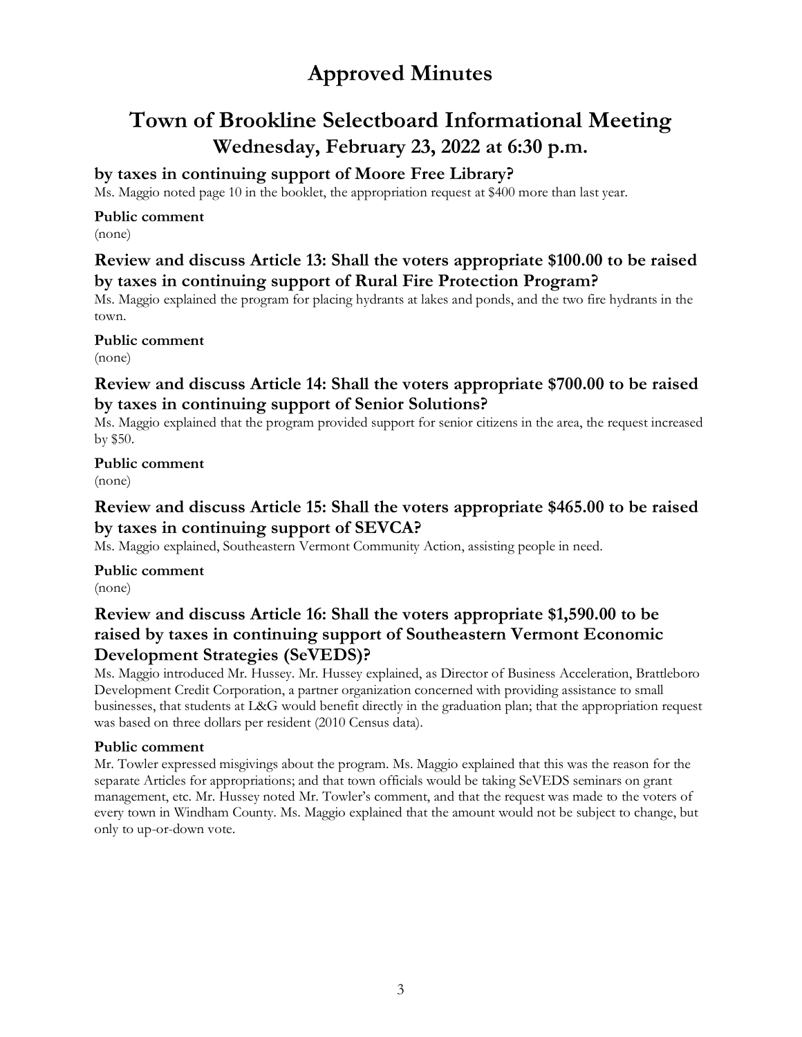# Approved Minutes

# Town of Brookline Selectboard Informational Meeting

## Wednesday, February 23, 2022 at 6:30 p.m.

### by taxes in continuing support of Moore Free Library?

Ms. Maggio noted page 10 in the booklet, the appropriation request at $400 more than last year.

**Public comment**

(none)

### Review and discuss Article 13: Shall the voters appropriate $100.00 to be raised by taxes in continuing support of Rural Fire Protection Program?

Ms. Maggio explained the program for placing hydrants at lakes and ponds, and the two fire hydrants in the town.

**Public comment**

(none)

### Review and discuss Article 14: Shall the voters appropriate $700.00 to be raised by taxes in continuing support of Senior Solutions?

Ms. Maggio explained that the program provided support for senior citizens in the area, the request increased by $50.

**Public comment**

(none)

### Review and discuss Article 15: Shall the voters appropriate $465.00 to be raised by taxes in continuing support of SEVCA?

Ms. Maggio explained, Southeastern Vermont Community Action, assisting people in need.

**Public comment**

(none)

### Review and discuss Article 16: Shall the voters appropriate $1,590.00 to be raised by taxes in continuing support of Southeastern Vermont Economic Development Strategies (SeVEDS)?

Ms. Maggio introduced Mr. Hussey. Mr. Hussey explained, as Director of Business Acceleration, Brattleboro Development Credit Corporation, a partner organization concerned with providing assistance to small businesses, that students at L&G would benefit directly in the graduation plan; that the appropriation request was based on three dollars per resident (2010 Census data).

**Public comment**

Mr. Towler expressed misgivings about the program. Ms. Maggio explained that this was the reason for the separate Articles for appropriations; and that town officials would be taking SeVEDS seminars on grant management, etc. Mr. Hussey noted Mr. Towler's comment, and that the request was made to the voters of every town in Windham County. Ms. Maggio explained that the amount would not be subject to change, but only to up-or-down vote.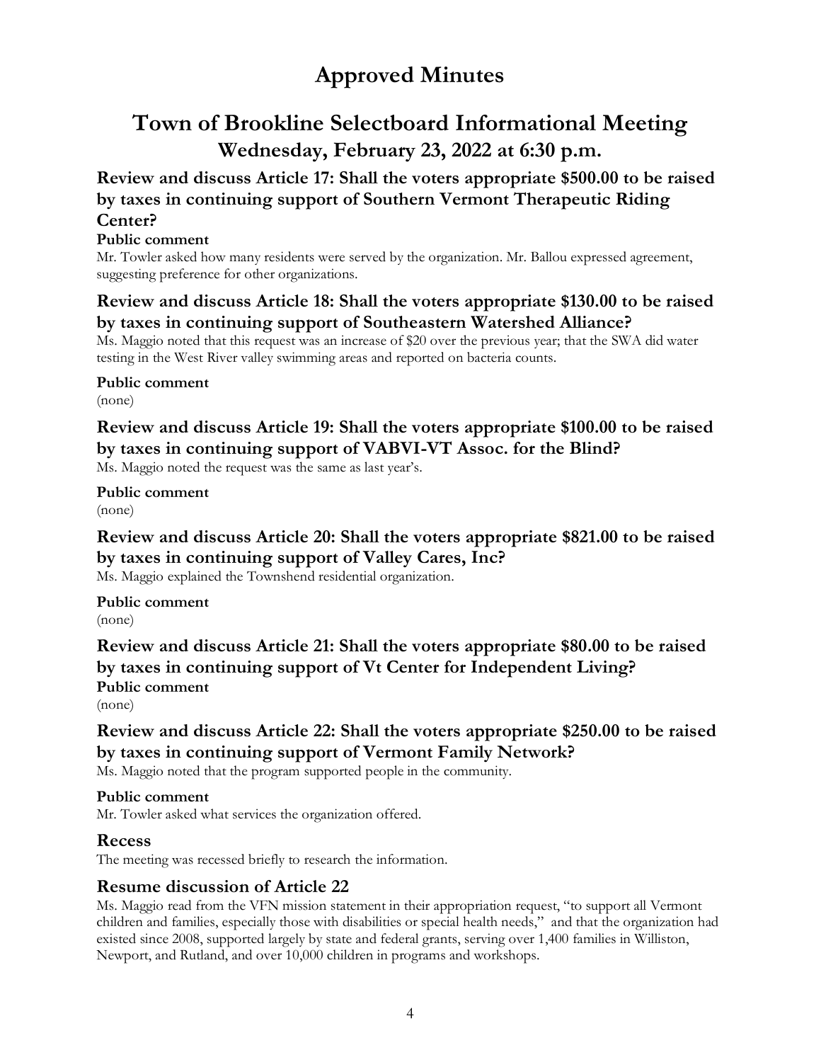# Approved Minutes

## Town of Brookline Selectboard Informational Meeting

### Wednesday, February 23, 2022 at 6:30 p.m.

### Review and discuss Article 17: Shall the voters appropriate $500.00 to be raised by taxes in continuing support of Southern Vermont Therapeutic Riding Center?

**Public comment**

Mr. Towler asked how many residents were served by the organization. Mr. Ballou expressed agreement, suggesting preference for other organizations.

### Review and discuss Article 18: Shall the voters appropriate $130.00 to be raised by taxes in continuing support of Southeastern Watershed Alliance?

Ms. Maggio noted that this request was an increase of $20 over the previous year; that the SWA did water testing in the West River valley swimming areas and reported on bacteria counts.

**Public comment**

(none)

### Review and discuss Article 19: Shall the voters appropriate $100.00 to be raised by taxes in continuing support of VABVI-VT Assoc. for the Blind?

Ms. Maggio noted the request was the same as last year's.

**Public comment**

(none)

### Review and discuss Article 20: Shall the voters appropriate $821.00 to be raised by taxes in continuing support of Valley Cares, Inc?

Ms. Maggio explained the Townshend residential organization.

**Public comment**

(none)

### Review and discuss Article 21: Shall the voters appropriate $80.00 to be raised by taxes in continuing support of Vt Center for Independent Living?

**Public comment**

(none)

### Review and discuss Article 22: Shall the voters appropriate $250.00 to be raised by taxes in continuing support of Vermont Family Network?

Ms. Maggio noted that the program supported people in the community.

**Public comment**

Mr. Towler asked what services the organization offered.

### Recess

The meeting was recessed briefly to research the information.

### Resume discussion of Article 22

Ms. Maggio read from the VFN mission statement in their appropriation request, "to support all Vermont children and families, especially those with disabilities or special health needs," and that the organization had existed since 2008, supported largely by state and federal grants, serving over 1,400 families in Williston, Newport, and Rutland, and over 10,000 children in programs and workshops.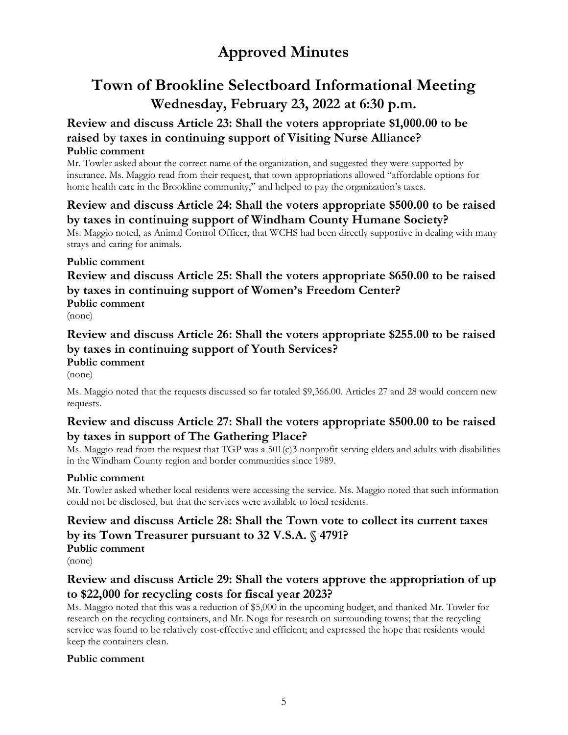# Approved Minutes

# Town of Brookline Selectboard Informational Meeting

## Wednesday, February 23, 2022 at 6:30 p.m.

### Review and discuss Article 23: Shall the voters appropriate $1,000.00 to be raised by taxes in continuing support of Visiting Nurse Alliance?

**Public comment**

Mr. Towler asked about the correct name of the organization, and suggested they were supported by insurance. Ms. Maggio read from their request, that town appropriations allowed "affordable options for home health care in the Brookline community," and helped to pay the organization's taxes.

### Review and discuss Article 24: Shall the voters appropriate $500.00 to be raised by taxes in continuing support of Windham County Humane Society?

Ms. Maggio noted, as Animal Control Officer, that WCHS had been directly supportive in dealing with many strays and caring for animals.

**Public comment**

### Review and discuss Article 25: Shall the voters appropriate $650.00 to be raised by taxes in continuing support of Women's Freedom Center?

**Public comment**

(none)

### Review and discuss Article 26: Shall the voters appropriate $255.00 to be raised by taxes in continuing support of Youth Services?

**Public comment**

(none)

Ms. Maggio noted that the requests discussed so far totaled $9,366.00. Articles 27 and 28 would concern new requests.

### Review and discuss Article 27: Shall the voters appropriate $500.00 to be raised by taxes in support of The Gathering Place?

Ms. Maggio read from the request that TGP was a 501(c)3 nonprofit serving elders and adults with disabilities in the Windham County region and border communities since 1989.

**Public comment**

Mr. Towler asked whether local residents were accessing the service. Ms. Maggio noted that such information could not be disclosed, but that the services were available to local residents.

### Review and discuss Article 28: Shall the Town vote to collect its current taxes by its Town Treasurer pursuant to 32 V.S.A. § 4791?

**Public comment**

(none)

### Review and discuss Article 29: Shall the voters approve the appropriation of up to $22,000 for recycling costs for fiscal year 2023?

Ms. Maggio noted that this was a reduction of $5,000 in the upcoming budget, and thanked Mr. Towler for research on the recycling containers, and Mr. Noga for research on surrounding towns; that the recycling service was found to be relatively cost-effective and efficient; and expressed the hope that residents would keep the containers clean.

**Public comment**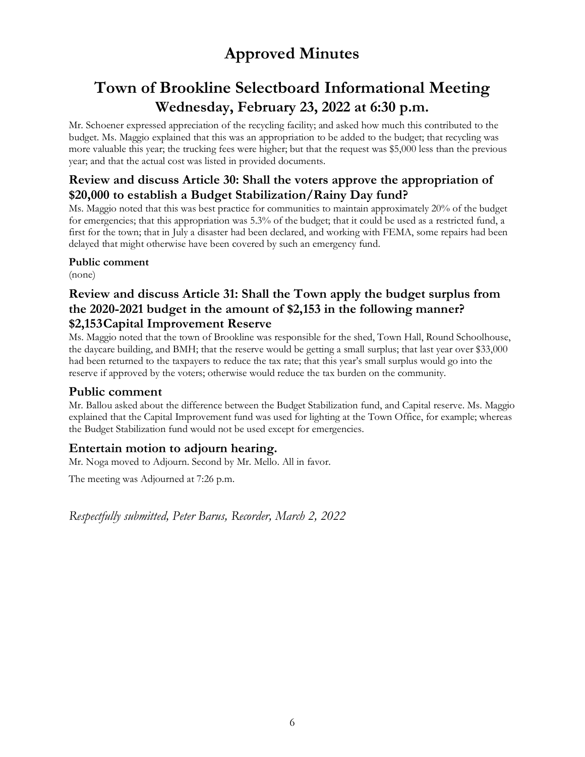# Approved Minutes

## Town of Brookline Selectboard Informational Meeting
### Wednesday, February 23, 2022 at 6:30 p.m.

Mr. Schoener expressed appreciation of the recycling facility; and asked how much this contributed to the budget. Ms. Maggio explained that this was an appropriation to be added to the budget; that recycling was more valuable this year; the trucking fees were higher; but that the request was $5,000 less than the previous year; and that the actual cost was listed in provided documents.

### Review and discuss Article 30: Shall the voters approve the appropriation of $20,000 to establish a Budget Stabilization/Rainy Day fund?

Ms. Maggio noted that this was best practice for communities to maintain approximately 20% of the budget for emergencies; that this appropriation was 5.3% of the budget; that it could be used as a restricted fund, a first for the town; that in July a disaster had been declared, and working with FEMA, some repairs had been delayed that might otherwise have been covered by such an emergency fund.

**Public comment**

(none)

### Review and discuss Article 31: Shall the Town apply the budget surplus from the 2020-2021 budget in the amount of $2,153 in the following manner? $2,153 Capital Improvement Reserve

Ms. Maggio noted that the town of Brookline was responsible for the shed, Town Hall, Round Schoolhouse, the daycare building, and BMH; that the reserve would be getting a small surplus; that last year over $33,000 had been returned to the taxpayers to reduce the tax rate; that this year's small surplus would go into the reserve if approved by the voters; otherwise would reduce the tax burden on the community.

### Public comment

Mr. Ballou asked about the difference between the Budget Stabilization fund, and Capital reserve. Ms. Maggio explained that the Capital Improvement fund was used for lighting at the Town Office, for example; whereas the Budget Stabilization fund would not be used except for emergencies.

### Entertain motion to adjourn hearing.

Mr. Noga moved to Adjourn. Second by Mr. Mello. All in favor.

The meeting was Adjourned at 7:26 p.m.

*Respectfully submitted, Peter Barus, Recorder, March 2, 2022*